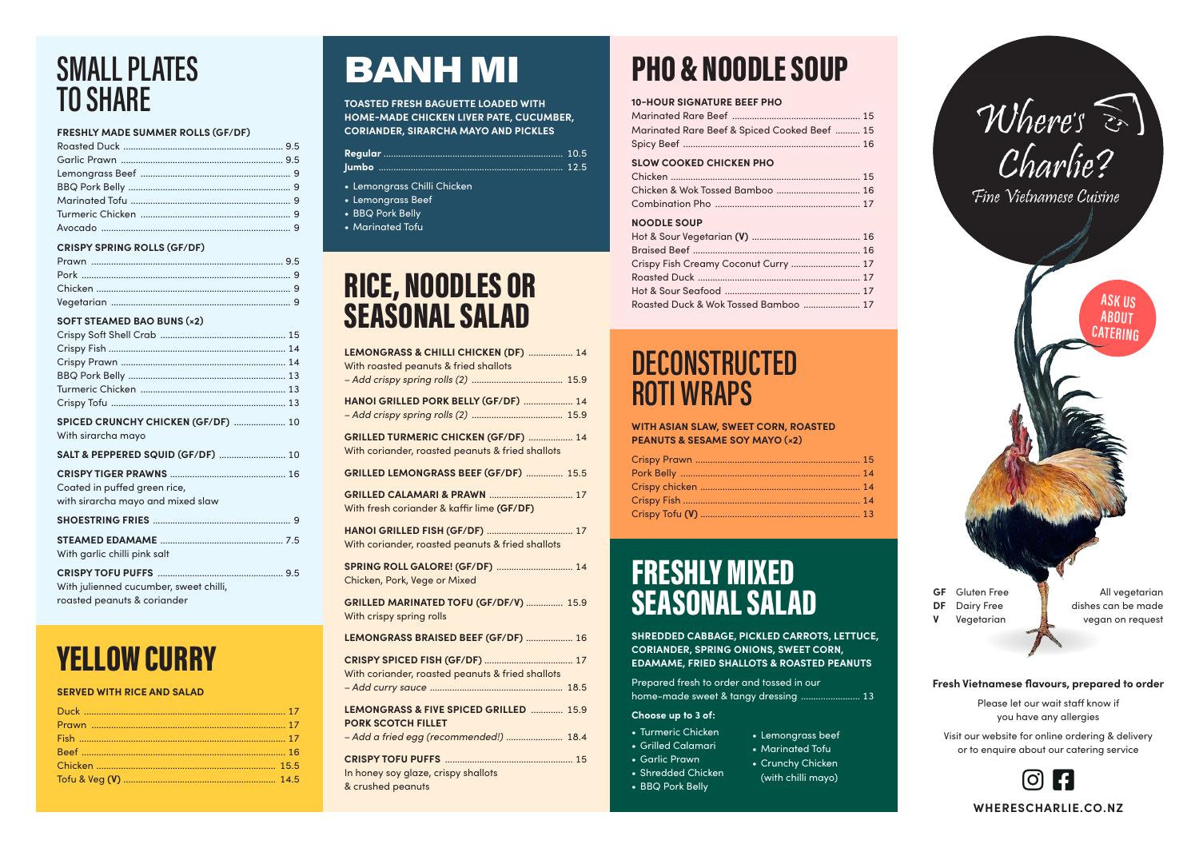# SMALL PLATES TO SHARE

### FRESHLY MADE SUMMER ROLLS (GF/DF)

- Roasted Duck .... 9.5
- Garlic Prawn .... 9.5
- Lemongrass Beef .... 9
- BBQ Pork Belly .... 9
- Marinated Tofu .... 9
- Turmeric Chicken .... 9
- Avocado .... 9

### CRISPY SPRING ROLLS (GF/DF)

- Prawn .... 9.5
- Pork .... 9
- Chicken .... 9
- Vegetarian .... 9

### SOFT STEAMED BAO BUNS (×2)

- Crispy Soft Shell Crab .... 15
- Crispy Fish .... 14
- Crispy Prawn .... 14
- BBQ Pork Belly .... 13
- Turmeric Chicken .... 13
- Crispy Tofu .... 13

**SPICED CRUNCHY CHICKEN (GF/DF)** .... 10
With sirarcha mayo

**SALT & PEPPERED SQUID (GF/DF)** .... 10

**CRISPY TIGER PRAWNS** .... 16
Coated in puffed green rice, with sirarcha mayo and mixed slaw

**SHOESTRING FRIES** .... 9

**STEAMED EDAMAME** .... 7.5
With garlic chilli pink salt

**CRISPY TOFU PUFFS** .... 9.5
With julienned cucumber, sweet chilli, roasted peanuts & coriander

# YELLOW CURRY

### SERVED WITH RICE AND SALAD

- Duck .... 17
- Prawn .... 17
- Fish .... 17
- Beef .... 16
- Chicken .... 15.5
- Tofu & Veg **(V)** .... 14.5

# BANH MI

### TOASTED FRESH BAGUETTE LOADED WITH HOME-MADE CHICKEN LIVER PATE, CUCUMBER, CORIANDER, SIRARCHA MAYO AND PICKLES

- **Regular** .... 10.5
- **Jumbo** .... 12.5

- Lemongrass Chilli Chicken
- Lemongrass Beef
- BBQ Pork Belly
- Marinated Tofu

# RICE, NOODLES OR SEASONAL SALAD

**LEMONGRASS & CHILLI CHICKEN (DF)** .... 14
With roasted peanuts & fried shallots
*– Add crispy spring rolls (2)* .... 15.9

**HANOI GRILLED PORK BELLY (GF/DF)** .... 14
*– Add crispy spring rolls (2)* .... 15.9

**GRILLED TURMERIC CHICKEN (GF/DF)** .... 14
With coriander, roasted peanuts & fried shallots

**GRILLED LEMONGRASS BEEF (GF/DF)** .... 15.5

**GRILLED CALAMARI & PRAWN** .... 17
With fresh coriander & kaffir lime **(GF/DF)**

**HANOI GRILLED FISH (GF/DF)** .... 17
With coriander, roasted peanuts & fried shallots

**SPRING ROLL GALORE! (GF/DF)** .... 14
Chicken, Pork, Vege or Mixed

**GRILLED MARINATED TOFU (GF/DF/V)** .... 15.9
With crispy spring rolls

**LEMONGRASS BRAISED BEEF (GF/DF)** .... 16

**CRISPY SPICED FISH (GF/DF)** .... 17
With coriander, roasted peanuts & fried shallots
*– Add curry sauce* .... 18.5

**LEMONGRASS & FIVE SPICED GRILLED PORK SCOTCH FILLET** .... 15.9
*– Add a fried egg (recommended!)* .... 18.4

**CRISPY TOFU PUFFS** .... 15
In honey soy glaze, crispy shallots & crushed peanuts

# PHO & NOODLE SOUP

### 10-HOUR SIGNATURE BEEF PHO

- Marinated Rare Beef .... 15
- Marinated Rare Beef & Spiced Cooked Beef .... 15
- Spicy Beef .... 16

### SLOW COOKED CHICKEN PHO

- Chicken .... 15
- Chicken & Wok Tossed Bamboo .... 16
- Combination Pho .... 17

### NOODLE SOUP

- Hot & Sour Vegetarian **(V)** .... 16
- Braised Beef .... 16
- Crispy Fish Creamy Coconut Curry .... 17
- Roasted Duck .... 17
- Hot & Sour Seafood .... 17
- Roasted Duck & Wok Tossed Bamboo .... 17

# DECONSTRUCTED ROTI WRAPS

### WITH ASIAN SLAW, SWEET CORN, ROASTED PEANUTS & SESAME SOY MAYO (×2)

- Crispy Prawn .... 15
- Pork Belly .... 14
- Crispy chicken .... 14
- Crispy Fish .... 14
- Crispy Tofu **(V)** .... 13

# FRESHLY MIXED SEASONAL SALAD

### SHREDDED CABBAGE, PICKLED CARROTS, LETTUCE, CORIANDER, SPRING ONIONS, SWEET CORN, EDAMAME, FRIED SHALLOTS & ROASTED PEANUTS

Prepared fresh to order and tossed in our home-made sweet & tangy dressing .... 13

**Choose up to 3 of:**

- Turmeric Chicken
- Grilled Calamari
- Garlic Prawn
- Shredded Chicken
- BBQ Pork Belly
- Lemongrass beef
- Marinated Tofu
- Crunchy Chicken (with chilli mayo)

# Where's Charlie?

Fine Vietnamese Cuisine

ASK US ABOUT CATERING

**GF** Gluten Free
**DF** Dairy Free
**V** Vegetarian

All vegetarian dishes can be made vegan on request

**Fresh Vietnamese flavours, prepared to order**

Please let our wait staff know if you have any allergies

Visit our website for online ordering & delivery or to enquire about our catering service

**WHERESCHARLIE.CO.NZ**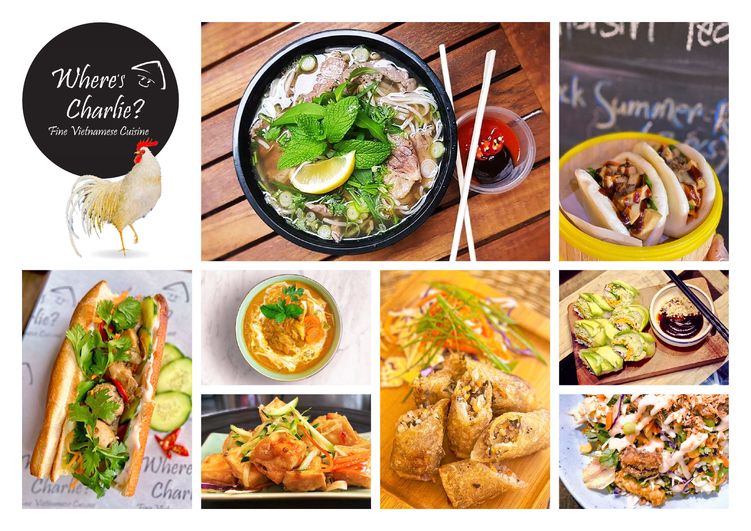# Where's Charlie?

*Fine Vietnamese Cuisine*